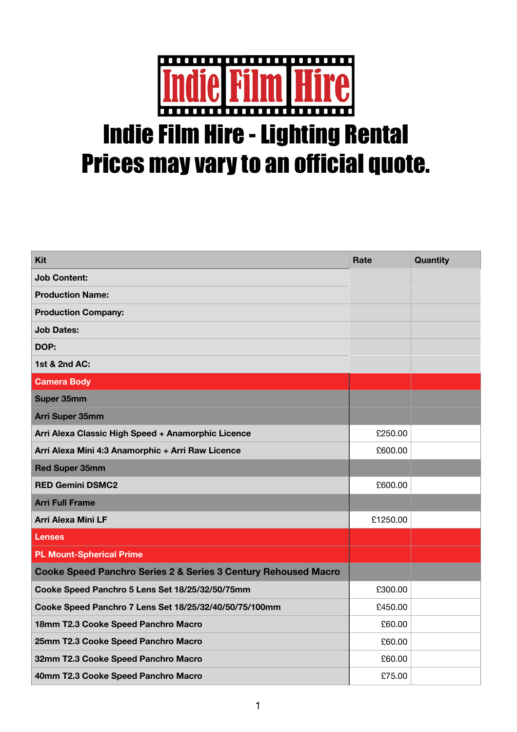# Indie Film Hire

## Indie Film Hire - Lighting Rental
## Prices may vary to an official quote.

| Kit | Rate | Quantity |
|---|---|---|
| **Job Content:** | | |
| **Production Name:** | | |
| **Production Company:** | | |
| **Job Dates:** | | |
| **DOP:** | | |
| **1st & 2nd AC:** | | |
| **Camera Body** | | |
| **Super 35mm** | | |
| **Arri Super 35mm** | | |
| Arri Alexa Classic High Speed + Anamorphic Licence | £250.00 | |
| Arri Alexa Mini 4:3 Anamorphic + Arri Raw Licence | £600.00 | |
| **Red Super 35mm** | | |
| RED Gemini DSMC2 | £600.00 | |
| **Arri Full Frame** | | |
| Arri Alexa Mini LF | £1250.00 | |
| **Lenses** | | |
| **PL Mount-Spherical Prime** | | |
| **Cooke Speed Panchro Series 2 & Series 3 Century Rehoused Macro** | | |
| Cooke Speed Panchro 5 Lens Set 18/25/32/50/75mm | £300.00 | |
| Cooke Speed Panchro 7 Lens Set 18/25/32/40/50/75/100mm | £450.00 | |
| 18mm T2.3 Cooke Speed Panchro Macro | £60.00 | |
| 25mm T2.3 Cooke Speed Panchro Macro | £60.00 | |
| 32mm T2.3 Cooke Speed Panchro Macro | £60.00 | |
| 40mm T2.3 Cooke Speed Panchro Macro | £75.00 | |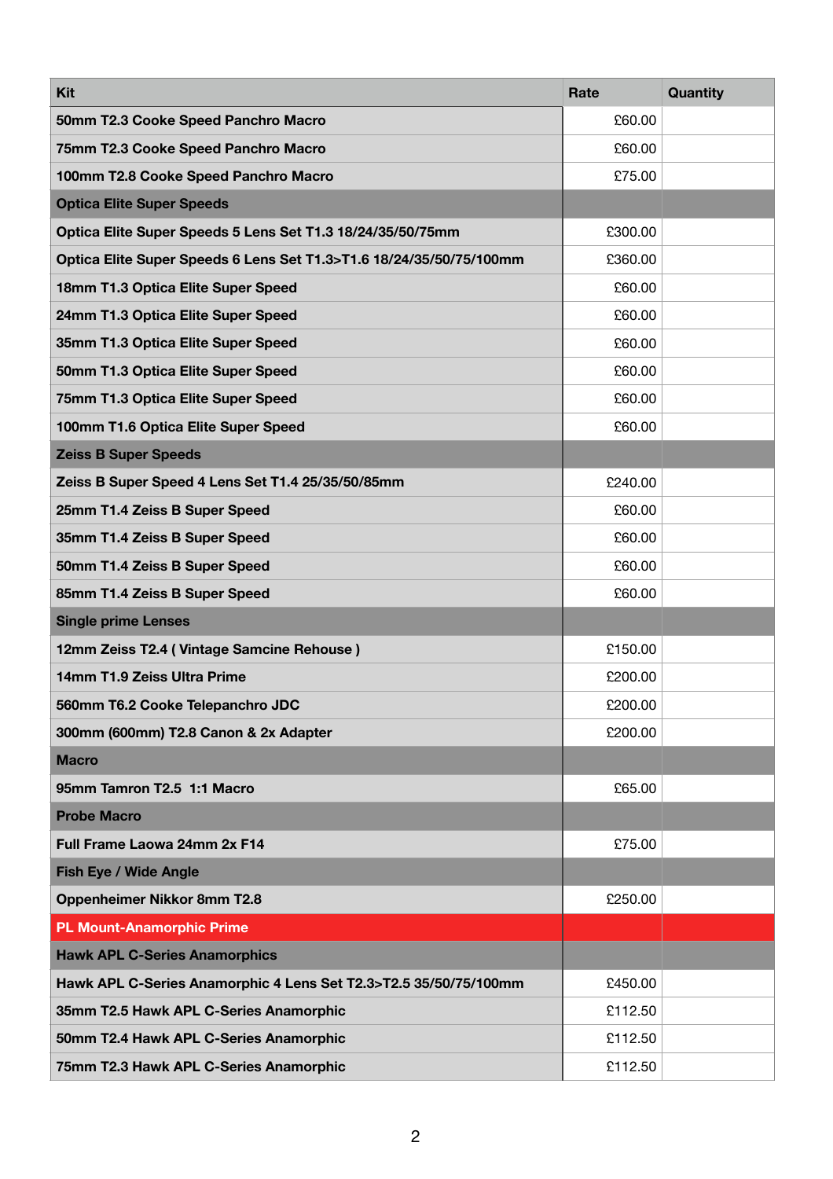| Kit | Rate | Quantity |
|---|---|---|
| 50mm T2.3 Cooke Speed Panchro Macro | £60.00 | |
| 75mm T2.3 Cooke Speed Panchro Macro | £60.00 | |
| 100mm T2.8 Cooke Speed Panchro Macro | £75.00 | |
| **Optica Elite Super Speeds** | | |
| Optica Elite Super Speeds 5 Lens Set T1.3 18/24/35/50/75mm | £300.00 | |
| Optica Elite Super Speeds 6 Lens Set T1.3>T1.6 18/24/35/50/75/100mm | £360.00 | |
| 18mm T1.3 Optica Elite Super Speed | £60.00 | |
| 24mm T1.3 Optica Elite Super Speed | £60.00 | |
| 35mm T1.3 Optica Elite Super Speed | £60.00 | |
| 50mm T1.3 Optica Elite Super Speed | £60.00 | |
| 75mm T1.3 Optica Elite Super Speed | £60.00 | |
| 100mm T1.6 Optica Elite Super Speed | £60.00 | |
| **Zeiss B Super Speeds** | | |
| Zeiss B Super Speed 4 Lens Set T1.4 25/35/50/85mm | £240.00 | |
| 25mm T1.4 Zeiss B Super Speed | £60.00 | |
| 35mm T1.4 Zeiss B Super Speed | £60.00 | |
| 50mm T1.4 Zeiss B Super Speed | £60.00 | |
| 85mm T1.4 Zeiss B Super Speed | £60.00 | |
| **Single prime Lenses** | | |
| 12mm Zeiss T2.4 ( Vintage Samcine Rehouse ) | £150.00 | |
| 14mm T1.9 Zeiss Ultra Prime | £200.00 | |
| 560mm T6.2 Cooke Telepanchro JDC | £200.00 | |
| 300mm (600mm) T2.8 Canon & 2x Adapter | £200.00 | |
| **Macro** | | |
| 95mm Tamron T2.5 1:1 Macro | £65.00 | |
| **Probe Macro** | | |
| Full Frame Laowa 24mm 2x F14 | £75.00 | |
| **Fish Eye / Wide Angle** | | |
| Oppenheimer Nikkor 8mm T2.8 | £250.00 | |
| **PL Mount-Anamorphic Prime** | | |
| **Hawk APL C-Series Anamorphics** | | |
| Hawk APL C-Series Anamorphic 4 Lens Set T2.3>T2.5 35/50/75/100mm | £450.00 | |
| 35mm T2.5 Hawk APL C-Series Anamorphic | £112.50 | |
| 50mm T2.4 Hawk APL C-Series Anamorphic | £112.50 | |
| 75mm T2.3 Hawk APL C-Series Anamorphic | £112.50 | |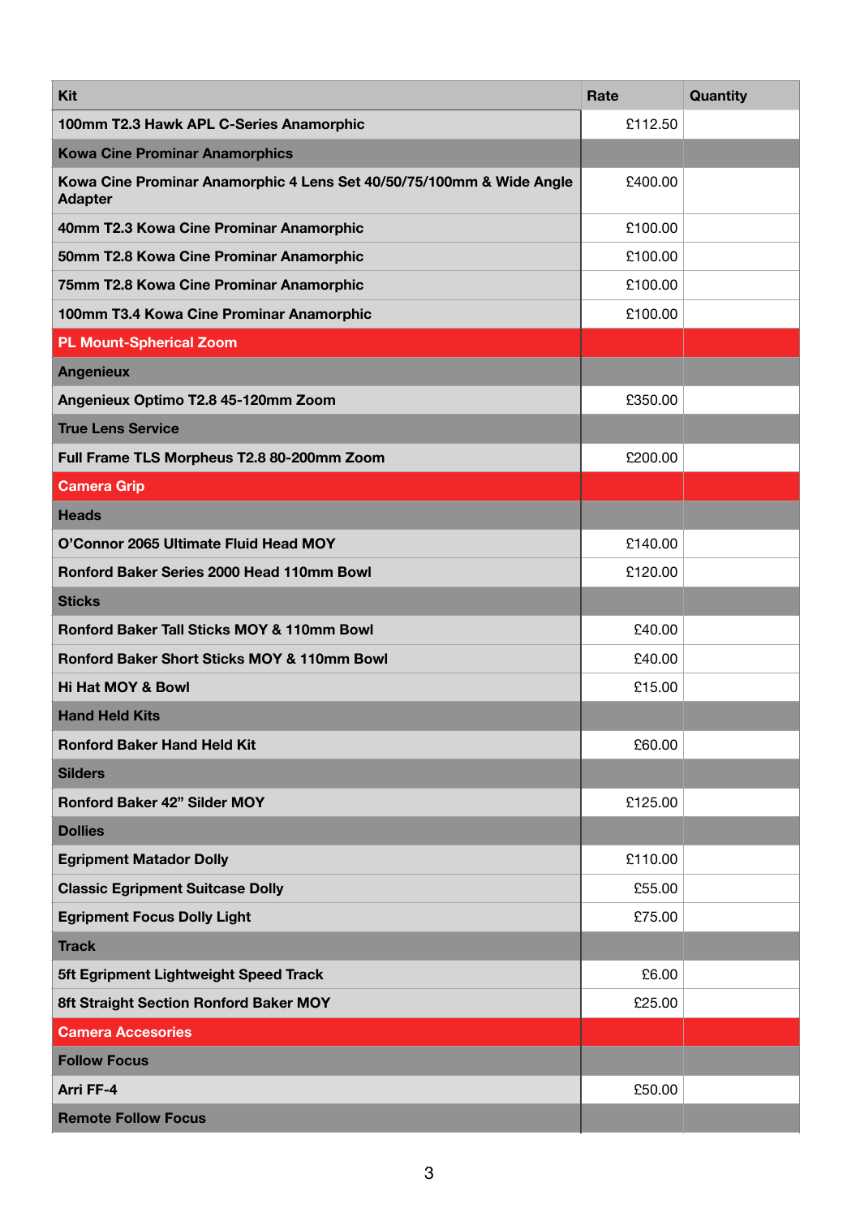| Kit | Rate | Quantity |
| --- | --- | --- |
| 100mm T2.3 Hawk APL C-Series Anamorphic | £112.50 | |
| **Kowa Cine Prominar Anamorphics** | | |
| Kowa Cine Prominar Anamorphic 4 Lens Set 40/50/75/100mm & Wide Angle Adapter | £400.00 | |
| 40mm T2.3 Kowa Cine Prominar Anamorphic | £100.00 | |
| 50mm T2.8 Kowa Cine Prominar Anamorphic | £100.00 | |
| 75mm T2.8 Kowa Cine Prominar Anamorphic | £100.00 | |
| 100mm T3.4 Kowa Cine Prominar Anamorphic | £100.00 | |
| **PL Mount-Spherical Zoom** | | |
| **Angenieux** | | |
| Angenieux Optimo T2.8 45-120mm Zoom | £350.00 | |
| **True Lens Service** | | |
| Full Frame TLS Morpheus T2.8 80-200mm Zoom | £200.00 | |
| **Camera Grip** | | |
| **Heads** | | |
| O'Connor 2065 Ultimate Fluid Head MOY | £140.00 | |
| Ronford Baker Series 2000 Head 110mm Bowl | £120.00 | |
| **Sticks** | | |
| Ronford Baker Tall Sticks MOY & 110mm Bowl | £40.00 | |
| Ronford Baker Short Sticks MOY & 110mm Bowl | £40.00 | |
| Hi Hat MOY & Bowl | £15.00 | |
| **Hand Held Kits** | | |
| Ronford Baker Hand Held Kit | £60.00 | |
| **Silders** | | |
| Ronford Baker 42" Silder MOY | £125.00 | |
| **Dollies** | | |
| Egripment Matador Dolly | £110.00 | |
| Classic Egripment Suitcase Dolly | £55.00 | |
| Egripment Focus Dolly Light | £75.00 | |
| **Track** | | |
| 5ft Egripment Lightweight Speed Track | £6.00 | |
| 8ft Straight Section Ronford Baker MOY | £25.00 | |
| **Camera Accesories** | | |
| **Follow Focus** | | |
| Arri FF-4 | £50.00 | |
| **Remote Follow Focus** | | |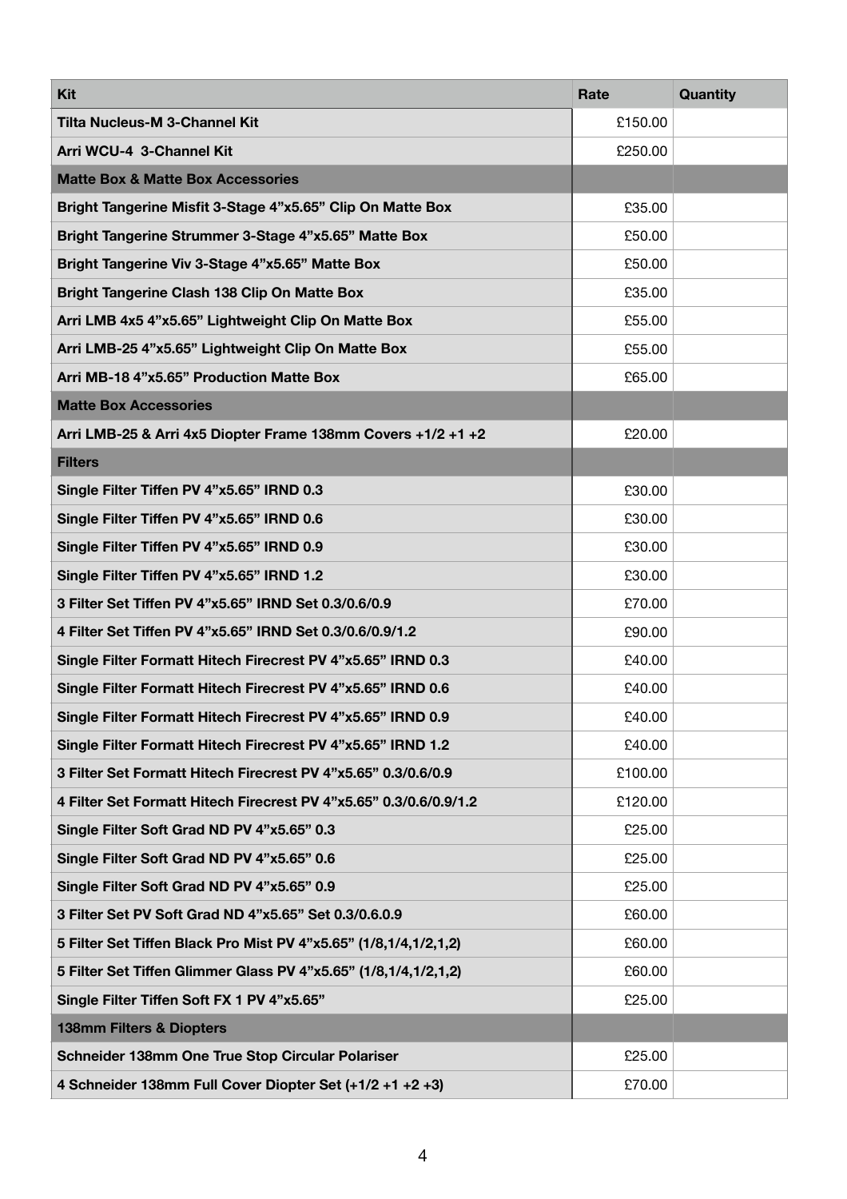| Kit | Rate | Quantity |
|---|---|---|
| **Tilta Nucleus-M 3-Channel Kit** | £150.00 | |
| **Arri WCU-4 3-Channel Kit** | £250.00 | |
| **Matte Box & Matte Box Accessories** | | |
| **Bright Tangerine Misfit 3-Stage 4”x5.65” Clip On Matte Box** | £35.00 | |
| **Bright Tangerine Strummer 3-Stage 4”x5.65” Matte Box** | £50.00 | |
| **Bright Tangerine Viv 3-Stage 4”x5.65” Matte Box** | £50.00 | |
| **Bright Tangerine Clash 138 Clip On Matte Box** | £35.00 | |
| **Arri LMB 4x5 4”x5.65” Lightweight Clip On Matte Box** | £55.00 | |
| **Arri LMB-25 4”x5.65” Lightweight Clip On Matte Box** | £55.00 | |
| **Arri MB-18 4”x5.65” Production Matte Box** | £65.00 | |
| **Matte Box Accessories** | | |
| **Arri LMB-25 & Arri 4x5 Diopter Frame 138mm Covers +1/2 +1 +2** | £20.00 | |
| **Filters** | | |
| **Single Filter Tiffen PV 4”x5.65” IRND 0.3** | £30.00 | |
| **Single Filter Tiffen PV 4”x5.65” IRND 0.6** | £30.00 | |
| **Single Filter Tiffen PV 4”x5.65” IRND 0.9** | £30.00 | |
| **Single Filter Tiffen PV 4”x5.65” IRND 1.2** | £30.00 | |
| **3 Filter Set Tiffen PV 4”x5.65” IRND Set 0.3/0.6/0.9** | £70.00 | |
| **4 Filter Set Tiffen PV 4”x5.65” IRND Set 0.3/0.6/0.9/1.2** | £90.00 | |
| **Single Filter Formatt Hitech Firecrest PV 4”x5.65” IRND 0.3** | £40.00 | |
| **Single Filter Formatt Hitech Firecrest PV 4”x5.65” IRND 0.6** | £40.00 | |
| **Single Filter Formatt Hitech Firecrest PV 4”x5.65” IRND 0.9** | £40.00 | |
| **Single Filter Formatt Hitech Firecrest PV 4”x5.65” IRND 1.2** | £40.00 | |
| **3 Filter Set Formatt Hitech Firecrest PV 4”x5.65” 0.3/0.6/0.9** | £100.00 | |
| **4 Filter Set Formatt Hitech Firecrest PV 4”x5.65” 0.3/0.6/0.9/1.2** | £120.00 | |
| **Single Filter Soft Grad ND PV 4”x5.65” 0.3** | £25.00 | |
| **Single Filter Soft Grad ND PV 4”x5.65” 0.6** | £25.00 | |
| **Single Filter Soft Grad ND PV 4”x5.65” 0.9** | £25.00 | |
| **3 Filter Set PV Soft Grad ND 4”x5.65” Set 0.3/0.6.0.9** | £60.00 | |
| **5 Filter Set Tiffen Black Pro Mist PV 4”x5.65” (1/8,1/4,1/2,1,2)** | £60.00 | |
| **5 Filter Set Tiffen Glimmer Glass PV 4”x5.65” (1/8,1/4,1/2,1,2)** | £60.00 | |
| **Single Filter Tiffen Soft FX 1 PV 4”x5.65”** | £25.00 | |
| **138mm Filters & Diopters** | | |
| **Schneider 138mm One True Stop Circular Polariser** | £25.00 | |
| **4 Schneider 138mm Full Cover Diopter Set (+1/2 +1 +2 +3)** | £70.00 | |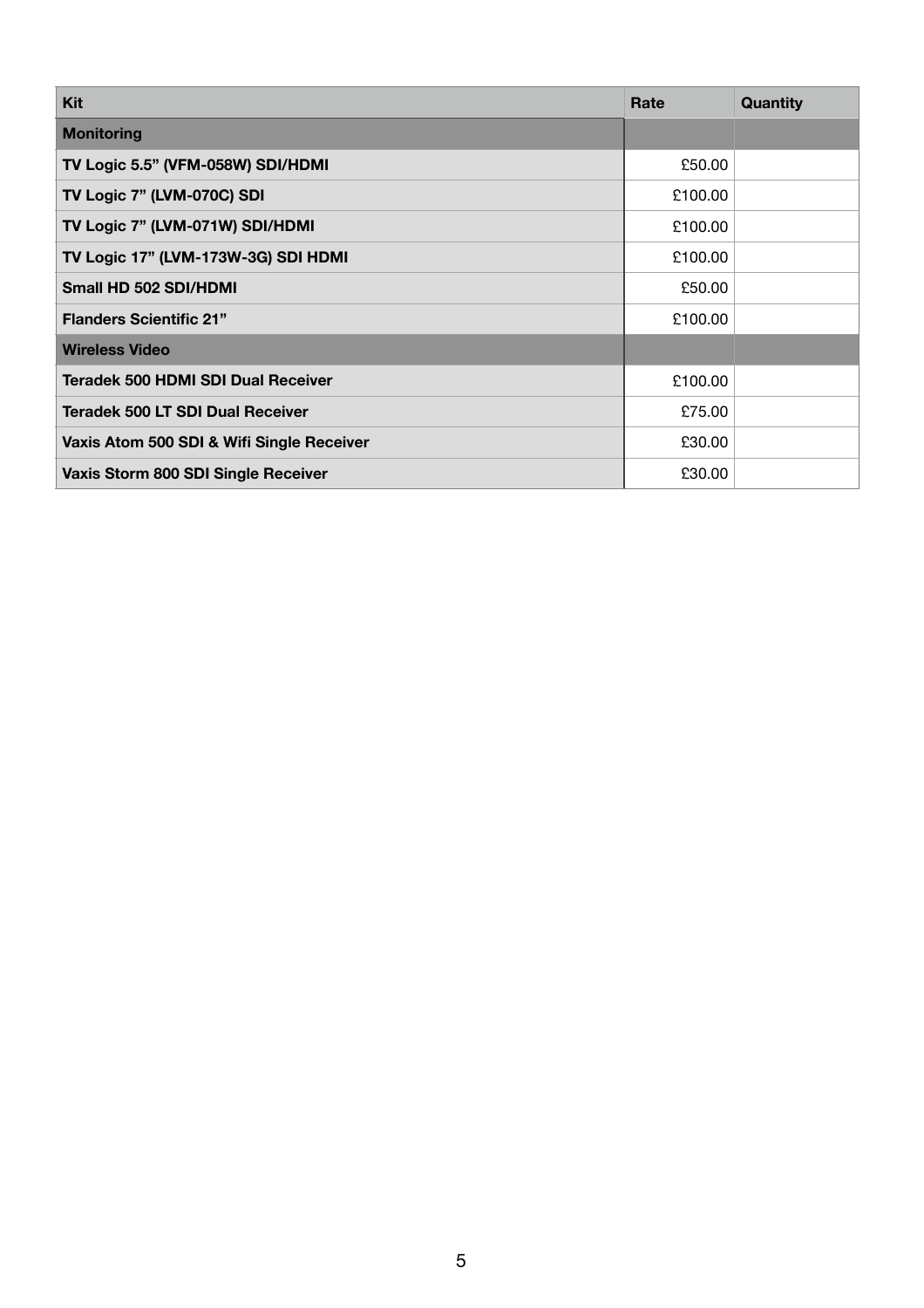| Kit | Rate | Quantity |
| --- | --- | --- |
| **Monitoring** | | |
| **TV Logic 5.5” (VFM-058W) SDI/HDMI** | £50.00 | |
| **TV Logic 7” (LVM-070C) SDI** | £100.00 | |
| **TV Logic 7” (LVM-071W) SDI/HDMI** | £100.00 | |
| **TV Logic 17” (LVM-173W-3G) SDI HDMI** | £100.00 | |
| **Small HD 502 SDI/HDMI** | £50.00 | |
| **Flanders Scientific 21”** | £100.00 | |
| **Wireless Video** | | |
| **Teradek 500 HDMI SDI Dual Receiver** | £100.00 | |
| **Teradek 500 LT SDI Dual Receiver** | £75.00 | |
| **Vaxis Atom 500 SDI & Wifi Single Receiver** | £30.00 | |
| **Vaxis Storm 800 SDI Single Receiver** | £30.00 | |